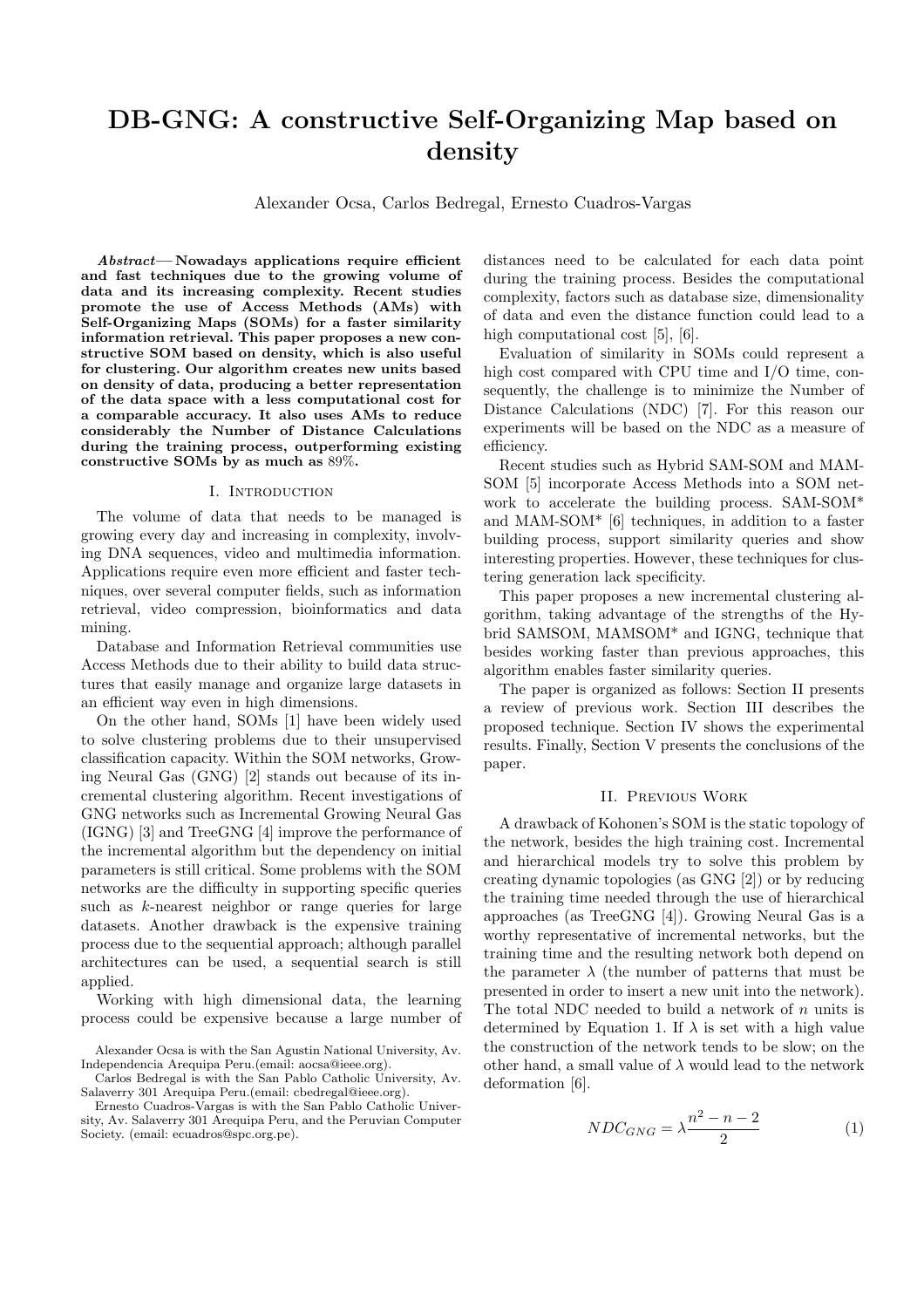# DB-GNG: A constructive Self-Organizing Map based on density

Alexander Ocsa, Carlos Bedregal, Ernesto Cuadros-Vargas

***Abstract*— Nowadays applications require efficient and fast techniques due to the growing volume of data and its increasing complexity. Recent studies promote the use of Access Methods (AMs) with Self-Organizing Maps (SOMs) for a faster similarity information retrieval. This paper proposes a new constructive SOM based on density, which is also useful for clustering. Our algorithm creates new units based on density of data, producing a better representation of the data space with a less computational cost for a comparable accuracy. It also uses AMs to reduce considerably the Number of Distance Calculations during the training process, outperforming existing constructive SOMs by as much as 89%.**

## I. Introduction

The volume of data that needs to be managed is growing every day and increasing in complexity, involving DNA sequences, video and multimedia information. Applications require even more efficient and faster techniques, over several computer fields, such as information retrieval, video compression, bioinformatics and data mining.

Database and Information Retrieval communities use Access Methods due to their ability to build data structures that easily manage and organize large datasets in an efficient way even in high dimensions.

On the other hand, SOMs [1] have been widely used to solve clustering problems due to their unsupervised classification capacity. Within the SOM networks, Growing Neural Gas (GNG) [2] stands out because of its incremental clustering algorithm. Recent investigations of GNG networks such as Incremental Growing Neural Gas (IGNG) [3] and TreeGNG [4] improve the performance of the incremental algorithm but the dependency on initial parameters is still critical. Some problems with the SOM networks are the difficulty in supporting specific queries such as $k$-nearest neighbor or range queries for large datasets. Another drawback is the expensive training process due to the sequential approach; although parallel architectures can be used, a sequential search is still applied.

Working with high dimensional data, the learning process could be expensive because a large number of distances need to be calculated for each data point during the training process. Besides the computational complexity, factors such as database size, dimensionality of data and even the distance function could lead to a high computational cost [5], [6].

Evaluation of similarity in SOMs could represent a high cost compared with CPU time and I/O time, consequently, the challenge is to minimize the Number of Distance Calculations (NDC) [7]. For this reason our experiments will be based on the NDC as a measure of efficiency.

Recent studies such as Hybrid SAM-SOM and MAM-SOM [5] incorporate Access Methods into a SOM network to accelerate the building process. SAM-SOM* and MAM-SOM* [6] techniques, in addition to a faster building process, support similarity queries and show interesting properties. However, these techniques for clustering generation lack specificity.

This paper proposes a new incremental clustering algorithm, taking advantage of the strengths of the Hybrid SAMSOM, MAMSOM* and IGNG, technique that besides working faster than previous approaches, this algorithm enables faster similarity queries.

The paper is organized as follows: Section II presents a review of previous work. Section III describes the proposed technique. Section IV shows the experimental results. Finally, Section V presents the conclusions of the paper.

## II. Previous Work

A drawback of Kohonen's SOM is the static topology of the network, besides the high training cost. Incremental and hierarchical models try to solve this problem by creating dynamic topologies (as GNG [2]) or by reducing the training time needed through the use of hierarchical approaches (as TreeGNG [4]). Growing Neural Gas is a worthy representative of incremental networks, but the training time and the resulting network both depend on the parameter $\lambda$ (the number of patterns that must be presented in order to insert a new unit into the network). The total NDC needed to build a network of $n$ units is determined by Equation 1. If $\lambda$ is set with a high value the construction of the network tends to be slow; on the other hand, a small value of $\lambda$ would lead to the network deformation [6].

$$NDC_{GNG} = \lambda \frac{n^2 - n - 2}{2} \quad (1)$$

Alexander Ocsa is with the San Agustin National University, Av. Independencia Arequipa Peru.(email: aocsa@ieee.org).

Carlos Bedregal is with the San Pablo Catholic University, Av. Salaverry 301 Arequipa Peru.(email: cbedregal@ieee.org).

Ernesto Cuadros-Vargas is with the San Pablo Catholic University, Av. Salaverry 301 Arequipa Peru, and the Peruvian Computer Society. (email: ecuadros@spc.org.pe).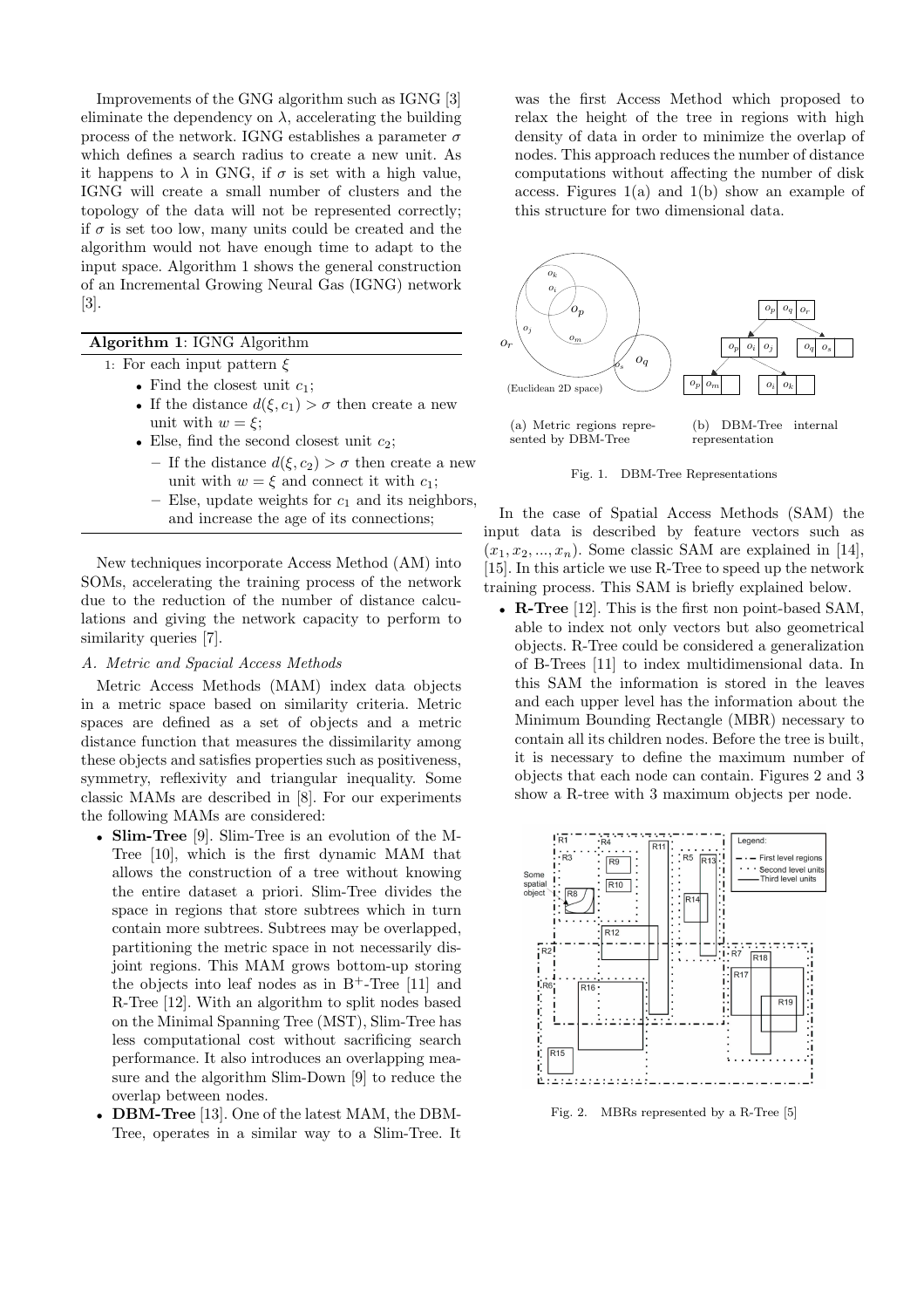Improvements of the GNG algorithm such as IGNG [3] eliminate the dependency on $\lambda$, accelerating the building process of the network. IGNG establishes a parameter $\sigma$ which defines a search radius to create a new unit. As it happens to $\lambda$ in GNG, if $\sigma$ is set with a high value, IGNG will create a small number of clusters and the topology of the data will not be represented correctly; if $\sigma$ is set too low, many units could be created and the algorithm would not have enough time to adapt to the input space. Algorithm 1 shows the general construction of an Incremental Growing Neural Gas (IGNG) network [3].

**Algorithm 1**: IGNG Algorithm

1: For each input pattern $\xi$
- Find the closest unit $c_1$;
- If the distance $d(\xi, c_1) > \sigma$ then create a new unit with $w = \xi$;
- Else, find the second closest unit $c_2$;
  - If the distance $d(\xi, c_2) > \sigma$ then create a new unit with $w = \xi$ and connect it with $c_1$;
  - Else, update weights for $c_1$ and its neighbors, and increase the age of its connections;

New techniques incorporate Access Method (AM) into SOMs, accelerating the training process of the network due to the reduction of the number of distance calculations and giving the network capacity to perform to similarity queries [7].

### *A. Metric and Spacial Access Methods*

Metric Access Methods (MAM) index data objects in a metric space based on similarity criteria. Metric spaces are defined as a set of objects and a metric distance function that measures the dissimilarity among these objects and satisfies properties such as positiveness, symmetry, reflexivity and triangular inequality. Some classic MAMs are described in [8]. For our experiments the following MAMs are considered:

- **Slim-Tree** [9]. Slim-Tree is an evolution of the M-Tree [10], which is the first dynamic MAM that allows the construction of a tree without knowing the entire dataset a priori. Slim-Tree divides the space in regions that store subtrees which in turn contain more subtrees. Subtrees may be overlapped, partitioning the metric space in not necessarily disjoint regions. This MAM grows bottom-up storing the objects into leaf nodes as in $B^+$-Tree [11] and R-Tree [12]. With an algorithm to split nodes based on the Minimal Spanning Tree (MST), Slim-Tree has less computational cost without sacrificing search performance. It also introduces an overlapping measure and the algorithm Slim-Down [9] to reduce the overlap between nodes.
- **DBM-Tree** [13]. One of the latest MAM, the DBM-Tree, operates in a similar way to a Slim-Tree. It was the first Access Method which proposed to relax the height of the tree in regions with high density of data in order to minimize the overlap of nodes. This approach reduces the number of distance computations without affecting the number of disk access. Figures 1(a) and 1(b) show an example of this structure for two dimensional data.

(a) Metric regions represented by DBM-Tree

(b) DBM-Tree internal representation

Fig. 1. DBM-Tree Representations

In the case of Spatial Access Methods (SAM) the input data is described by feature vectors such as $(x_1, x_2, ..., x_n)$. Some classic SAM are explained in [14], [15]. In this article we use R-Tree to speed up the network training process. This SAM is briefly explained below.

- **R-Tree** [12]. This is the first non point-based SAM, able to index not only vectors but also geometrical objects. R-Tree could be considered a generalization of B-Trees [11] to index multidimensional data. In this SAM the information is stored in the leaves and each upper level has the information about the Minimum Bounding Rectangle (MBR) necessary to contain all its children nodes. Before the tree is built, it is necessary to define the maximum number of objects that each node can contain. Figures 2 and 3 show a R-tree with 3 maximum objects per node.

Fig. 2. MBRs represented by a R-Tree [5]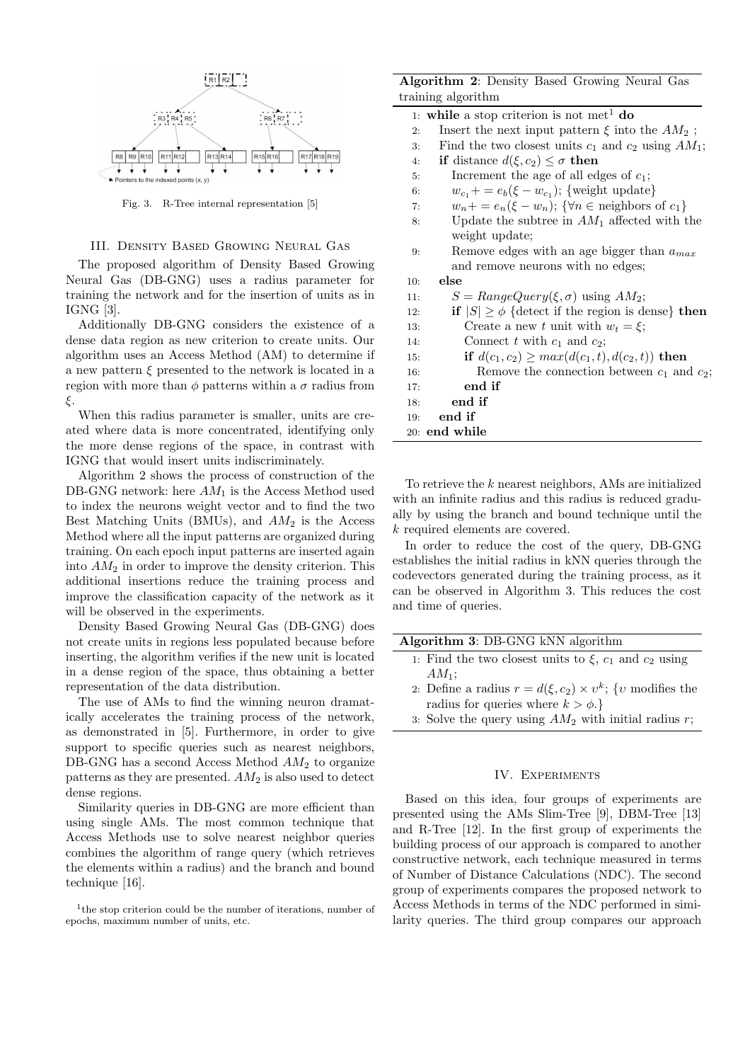Fig. 3. R-Tree internal representation [5]

## III. Density Based Growing Neural Gas

The proposed algorithm of Density Based Growing Neural Gas (DB-GNG) uses a radius parameter for training the network and for the insertion of units as in IGNG [3].

Additionally DB-GNG considers the existence of a dense data region as new criterion to create units. Our algorithm uses an Access Method (AM) to determine if a new pattern $\xi$ presented to the network is located in a region with more than $\phi$ patterns within a $\sigma$ radius from $\xi$.

When this radius parameter is smaller, units are created where data is more concentrated, identifying only the more dense regions of the space, in contrast with IGNG that would insert units indiscriminately.

Algorithm 2 shows the process of construction of the DB-GNG network: here $AM_1$ is the Access Method used to index the neurons weight vector and to find the two Best Matching Units (BMUs), and $AM_2$ is the Access Method where all the input patterns are organized during training. On each epoch input patterns are inserted again into $AM_2$ in order to improve the density criterion. This additional insertions reduce the training process and improve the classification capacity of the network as it will be observed in the experiments.

Density Based Growing Neural Gas (DB-GNG) does not create units in regions less populated because before inserting, the algorithm verifies if the new unit is located in a dense region of the space, thus obtaining a better representation of the data distribution.

The use of AMs to find the winning neuron dramatically accelerates the training process of the network, as demonstrated in [5]. Furthermore, in order to give support to specific queries such as nearest neighbors, DB-GNG has a second Access Method $AM_2$ to organize patterns as they are presented. $AM_2$ is also used to detect dense regions.

Similarity queries in DB-GNG are more efficient than using single AMs. The most common technique that Access Methods use to solve nearest neighbor queries combines the algorithm of range query (which retrieves the elements within a radius) and the branch and bound technique [16].

[1]the stop criterion could be the number of iterations, number of epochs, maximum number of units, etc.

**Algorithm 2**: Density Based Growing Neural Gas training algorithm

```
1:  while a stop criterion is not met[1] do
2:    Insert the next input pattern ξ into the AM_2 ;
3:    Find the two closest units c_1 and c_2 using AM_1;
4:    if distance d(ξ, c_2) ≤ σ then
5:      Increment the age of all edges of c_1;
6:      w_{c_1} += e_b(ξ − w_{c_1}); {weight update}
7:      w_n += e_n(ξ − w_n); {∀n ∈ neighbors of c_1}
8:      Update the subtree in AM_1 affected with the
        weight update;
9:      Remove edges with an age bigger than a_max
        and remove neurons with no edges;
10:   else
11:     S = RangeQuery(ξ, σ) using AM_2;
12:     if |S| ≥ φ {detect if the region is dense} then
13:       Create a new t unit with w_t = ξ;
14:       Connect t with c_1 and c_2;
15:       if d(c_1, c_2) ≥ max(d(c_1, t), d(c_2, t)) then
16:         Remove the connection between c_1 and c_2;
17:       end if
18:     end if
19:   end if
20: end while
```

To retrieve the $k$ nearest neighbors, AMs are initialized with an infinite radius and this radius is reduced gradually by using the branch and bound technique until the $k$ required elements are covered.

In order to reduce the cost of the query, DB-GNG establishes the initial radius in kNN queries through the codevectors generated during the training process, as it can be observed in Algorithm 3. This reduces the cost and time of queries.

**Algorithm 3**: DB-GNG kNN algorithm

```
1: Find the two closest units to ξ, c_1 and c_2 using
   AM_1;
2: Define a radius r = d(ξ, c_2) × υ^k; {υ modifies the
   radius for queries where k > φ.}
3: Solve the query using AM_2 with initial radius r;
```

## IV. Experiments

Based on this idea, four groups of experiments are presented using the AMs Slim-Tree [9], DBM-Tree [13] and R-Tree [12]. In the first group of experiments the building process of our approach is compared to another constructive network, each technique measured in terms of Number of Distance Calculations (NDC). The second group of experiments compares the proposed network to Access Methods in terms of the NDC performed in similarity queries. The third group compares our approach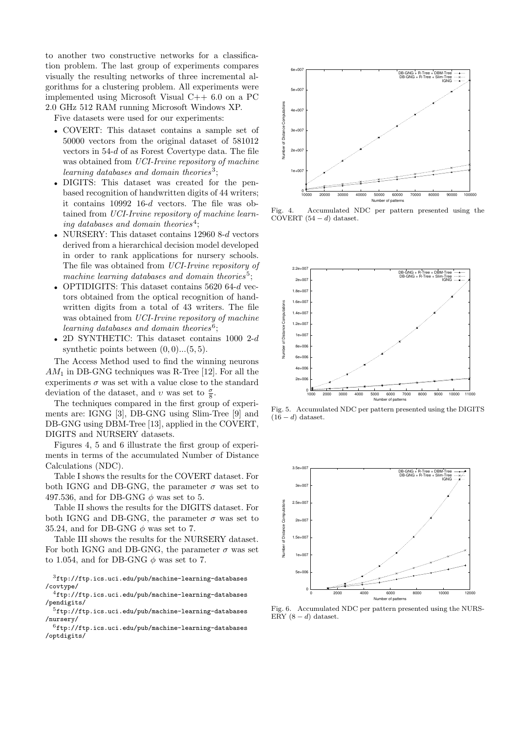to another two constructive networks for a classification problem. The last group of experiments compares visually the resulting networks of three incremental algorithms for a clustering problem. All experiments were implemented using Microsoft Visual C++ 6.0 on a PC 2.0 GHz 512 RAM running Microsoft Windows XP.

Five datasets were used for our experiments:

- COVERT: This dataset contains a sample set of 50000 vectors from the original dataset of 581012 vectors in 54-$d$ of as Forest Covertype data. The file was obtained from *UCI-Irvine repository of machine learning databases and domain theories*[3];
- DIGITS: This dataset was created for the pen-based recognition of handwritten digits of 44 writers; it contains 10992 16-$d$ vectors. The file was obtained from *UCI-Irvine repository of machine learning databases and domain theories*[4];
- NURSERY: This dataset contains 12960 8-$d$ vectors derived from a hierarchical decision model developed in order to rank applications for nursery schools. The file was obtained from *UCI-Irvine repository of machine learning databases and domain theories*[5];
- OPTIDIGITS: This dataset contains 5620 64-$d$ vectors obtained from the optical recognition of handwritten digits from a total of 43 writers. The file was obtained from *UCI-Irvine repository of machine learning databases and domain theories*[6];
- 2D SYNTHETIC: This dataset contains 1000 2-$d$ synthetic points between $(0,0)...(5,5)$.

The Access Method used to find the winning neurons $AM_1$ in DB-GNG techniques was R-Tree [12]. For all the experiments $\sigma$ was set with a value close to the standard deviation of the dataset, and $\upsilon$ was set to $\frac{\sigma}{8}$.

The techniques compared in the first group of experiments are: IGNG [3], DB-GNG using Slim-Tree [9] and DB-GNG using DBM-Tree [13], applied in the COVERT, DIGITS and NURSERY datasets.

Figures 4, 5 and 6 illustrate the first group of experiments in terms of the accumulated Number of Distance Calculations (NDC).

Table I shows the results for the COVERT dataset. For both IGNG and DB-GNG, the parameter $\sigma$ was set to 497.536, and for DB-GNG $\phi$ was set to 5.

Table II shows the results for the DIGITS dataset. For both IGNG and DB-GNG, the parameter $\sigma$ was set to 35.24, and for DB-GNG $\phi$ was set to 7.

Table III shows the results for the NURSERY dataset. For both IGNG and DB-GNG, the parameter $\sigma$ was set to 1.054, and for DB-GNG $\phi$ was set to 7.

[3] ftp://ftp.ics.uci.edu/pub/machine-learning-databases/covtype/

[4] ftp://ftp.ics.uci.edu/pub/machine-learning-databases/pendigits/

[5] ftp://ftp.ics.uci.edu/pub/machine-learning-databases/nursery/

[6] ftp://ftp.ics.uci.edu/pub/machine-learning-databases/optdigits/

Fig. 4. Accumulated NDC per pattern presented using the COVERT $(54-d)$ dataset.

Fig. 5. Accumulated NDC per pattern presented using the DIGITS $(16-d)$ dataset.

Fig. 6. Accumulated NDC per pattern presented using the NURSERY $(8-d)$ dataset.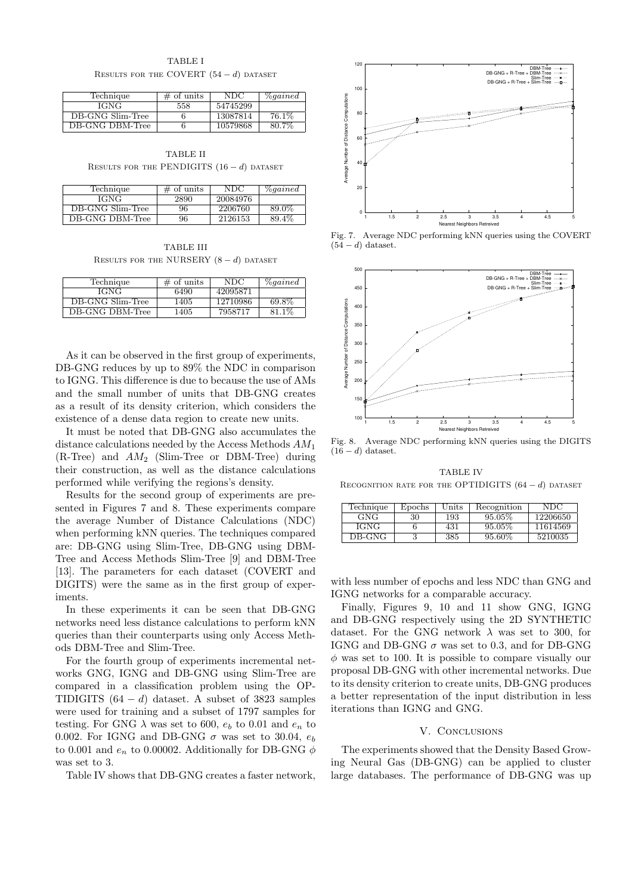TABLE I

RESULTS FOR THE COVERT $(54-d)$ DATASET

| Technique | # of units | NDC | *%gained* |
|---|---|---|---|
| IGNG | 558 | 54745299 | |
| DB-GNG Slim-Tree | 6 | 13087814 | 76.1% |
| DB-GNG DBM-Tree | 6 | 10579868 | 80.7% |

TABLE II

RESULTS FOR THE PENDIGITS $(16-d)$ DATASET

| Technique | # of units | NDC | *%gained* |
|---|---|---|---|
| IGNG | 2890 | 20084976 | |
| DB-GNG Slim-Tree | 96 | 2206760 | 89.0% |
| DB-GNG DBM-Tree | 96 | 2126153 | 89.4% |

TABLE III

RESULTS FOR THE NURSERY $(8-d)$ DATASET

| Technique | # of units | NDC | *%gained* |
|---|---|---|---|
| IGNG | 6490 | 42095871 | |
| DB-GNG Slim-Tree | 1405 | 12710986 | 69.8% |
| DB-GNG DBM-Tree | 1405 | 7958717 | 81.1% |

As it can be observed in the first group of experiments, DB-GNG reduces by up to 89% the NDC in comparison to IGNG. This difference is due to because the use of AMs and the small number of units that DB-GNG creates as a result of its density criterion, which considers the existence of a dense data region to create new units.

It must be noted that DB-GNG also accumulates the distance calculations needed by the Access Methods $AM_1$ (R-Tree) and $AM_2$ (Slim-Tree or DBM-Tree) during their construction, as well as the distance calculations performed while verifying the regions's density.

Results for the second group of experiments are presented in Figures 7 and 8. These experiments compare the average Number of Distance Calculations (NDC) when performing kNN queries. The techniques compared are: DB-GNG using Slim-Tree, DB-GNG using DBM-Tree and Access Methods Slim-Tree [9] and DBM-Tree [13]. The parameters for each dataset (COVERT and DIGITS) were the same as in the first group of experiments.

In these experiments it can be seen that DB-GNG networks need less distance calculations to perform kNN queries than their counterparts using only Access Methods DBM-Tree and Slim-Tree.

For the fourth group of experiments incremental networks GNG, IGNG and DB-GNG using Slim-Tree are compared in a classification problem using the OPTIDIGITS $(64-d)$ dataset. A subset of 3823 samples were used for training and a subset of 1797 samples for testing. For GNG $\lambda$ was set to 600, $e_b$ to 0.01 and $e_n$ to 0.002. For IGNG and DB-GNG $\sigma$ was set to 30.04, $e_b$ to 0.001 and $e_n$ to 0.00002. Additionally for DB-GNG $\phi$ was set to 3.

Table IV shows that DB-GNG creates a faster network, with less number of epochs and less NDC than GNG and IGNG networks for a comparable accuracy.

Fig. 7. Average NDC performing kNN queries using the COVERT $(54-d)$ dataset.

Fig. 8. Average NDC performing kNN queries using the DIGITS $(16-d)$ dataset.

TABLE IV

RECOGNITION RATE FOR THE OPTIDIGITS $(64-d)$ DATASET

| Technique | Epochs | Units | Recognition | NDC |
|---|---|---|---|---|
| GNG | 30 | 193 | 95.05% | 12206650 |
| IGNG | 6 | 431 | 95.05% | 11614569 |
| DB-GNG | 3 | 385 | 95.60% | 5210035 |

Finally, Figures 9, 10 and 11 show GNG, IGNG and DB-GNG respectively using the 2D SYNTHETIC dataset. For the GNG network $\lambda$ was set to 300, for IGNG and DB-GNG $\sigma$ was set to 0.3, and for DB-GNG $\phi$ was set to 100. It is possible to compare visually our proposal DB-GNG with other incremental networks. Due to its density criterion to create units, DB-GNG produces a better representation of the input distribution in less iterations than IGNG and GNG.

## V. CONCLUSIONS

The experiments showed that the Density Based Growing Neural Gas (DB-GNG) can be applied to cluster large databases. The performance of DB-GNG was up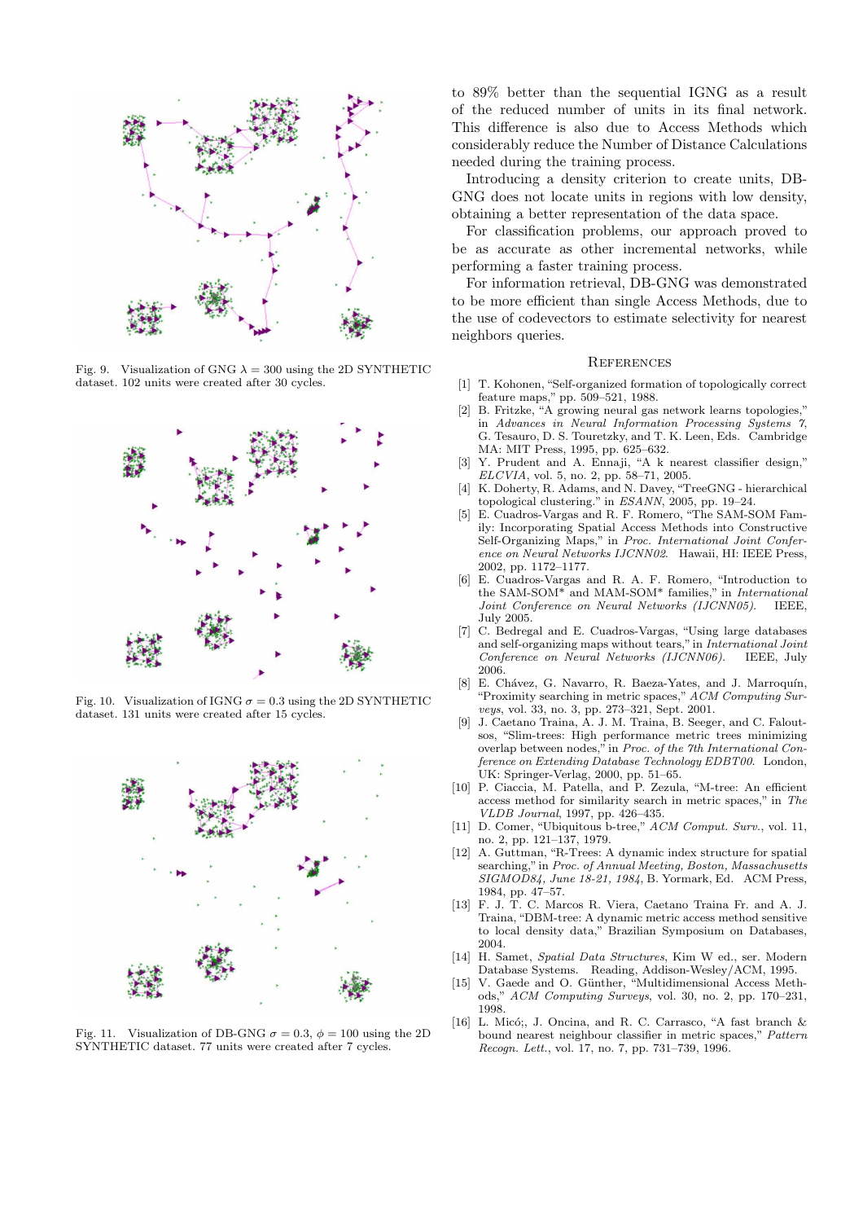Fig. 9. Visualization of GNG $\lambda = 300$ using the 2D SYNTHETIC dataset. 102 units were created after 30 cycles.

Fig. 10. Visualization of IGNG $\sigma = 0.3$ using the 2D SYNTHETIC dataset. 131 units were created after 15 cycles.

Fig. 11. Visualization of DB-GNG $\sigma = 0.3$, $\phi = 100$ using the 2D SYNTHETIC dataset. 77 units were created after 7 cycles.

to 89% better than the sequential IGNG as a result of the reduced number of units in its final network. This difference is also due to Access Methods which considerably reduce the Number of Distance Calculations needed during the training process.

Introducing a density criterion to create units, DB-GNG does not locate units in regions with low density, obtaining a better representation of the data space.

For classification problems, our approach proved to be as accurate as other incremental networks, while performing a faster training process.

For information retrieval, DB-GNG was demonstrated to be more efficient than single Access Methods, due to the use of codevectors to estimate selectivity for nearest neighbors queries.

## References

[1] T. Kohonen, "Self-organized formation of topologically correct feature maps," pp. 509–521, 1988.

[2] B. Fritzke, "A growing neural gas network learns topologies," in *Advances in Neural Information Processing Systems 7*, G. Tesauro, D. S. Touretzky, and T. K. Leen, Eds. Cambridge MA: MIT Press, 1995, pp. 625–632.

[3] Y. Prudent and A. Ennaji, "A k nearest classifier design," *ELCVIA*, vol. 5, no. 2, pp. 58–71, 2005.

[4] K. Doherty, R. Adams, and N. Davey, "TreeGNG - hierarchical topological clustering." in *ESANN*, 2005, pp. 19–24.

[5] E. Cuadros-Vargas and R. F. Romero, "The SAM-SOM Family: Incorporating Spatial Access Methods into Constructive Self-Organizing Maps," in *Proc. International Joint Conference on Neural Networks IJCNN02*. Hawaii, HI: IEEE Press, 2002, pp. 1172–1177.

[6] E. Cuadros-Vargas and R. A. F. Romero, "Introduction to the SAM-SOM* and MAM-SOM* families," in *International Joint Conference on Neural Networks (IJCNN05)*. IEEE, July 2005.

[7] C. Bedregal and E. Cuadros-Vargas, "Using large databases and self-organizing maps without tears," in *International Joint Conference on Neural Networks (IJCNN06)*. IEEE, July 2006.

[8] E. Chávez, G. Navarro, R. Baeza-Yates, and J. Marroquín, "Proximity searching in metric spaces," *ACM Computing Surveys*, vol. 33, no. 3, pp. 273–321, Sept. 2001.

[9] J. Caetano Traina, A. J. M. Traina, B. Seeger, and C. Faloutsos, "Slim-trees: High performance metric trees minimizing overlap between nodes," in *Proc. of the 7th International Conference on Extending Database Technology EDBT00*. London, UK: Springer-Verlag, 2000, pp. 51–65.

[10] P. Ciaccia, M. Patella, and P. Zezula, "M-tree: An efficient access method for similarity search in metric spaces," in *The VLDB Journal*, 1997, pp. 426–435.

[11] D. Comer, "Ubiquitous b-tree," *ACM Comput. Surv.*, vol. 11, no. 2, pp. 121–137, 1979.

[12] A. Guttman, "R-Trees: A dynamic index structure for spatial searching," in *Proc. of Annual Meeting, Boston, Massachusetts SIGMOD84, June 18-21, 1984*, B. Yormark, Ed. ACM Press, 1984, pp. 47–57.

[13] F. J. T. C. Marcos R. Viera, Caetano Traina Fr. and A. J. Traina, "DBM-tree: A dynamic metric access method sensitive to local density data," Brazilian Symposium on Databases, 2004.

[14] H. Samet, *Spatial Data Structures*, Kim W ed., ser. Modern Database Systems. Reading, Addison-Wesley/ACM, 1995.

[15] V. Gaede and O. Günther, "Multidimensional Access Methods," *ACM Computing Surveys*, vol. 30, no. 2, pp. 170–231, 1998.

[16] L. Micó;, J. Oncina, and R. C. Carrasco, "A fast branch & bound nearest neighbour classifier in metric spaces," *Pattern Recogn. Lett.*, vol. 17, no. 7, pp. 731–739, 1996.